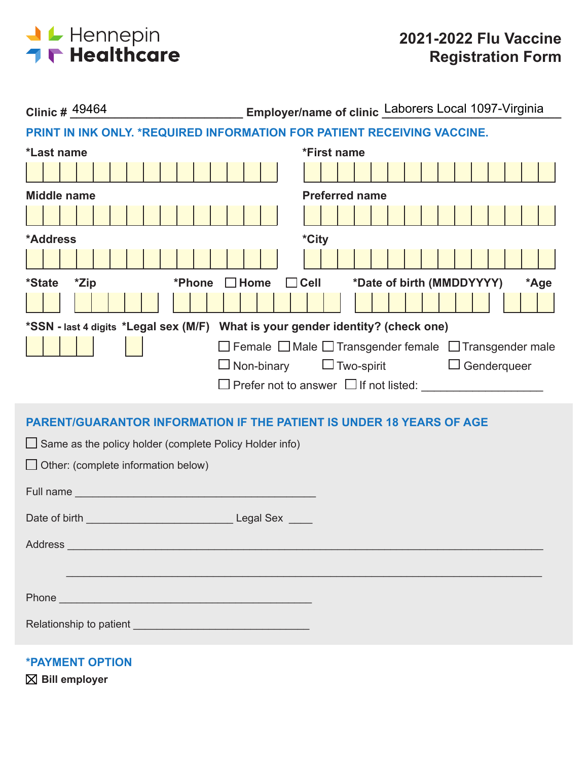Hennepin Healthcare

# 2021-2022 Flu Vaccine Registration Form

**Clinic #** 49464 **Employer/name of clinic** Laborers Local 1097-Virginia

**PRINT IN INK ONLY. *REQUIRED INFORMATION FOR PATIENT RECEIVING VACCINE.**

**\*Last name**

**\*First name**

**Middle name**

**Preferred name**

**\*Address**

**\*City**

**\*State** **\*Zip** **\*Phone** ☐ **Home** ☐ **Cell** **\*Date of birth (MMDDYYYY)** **\*Age**

**\*SSN - last 4 digits** **\*Legal sex (M/F)** **What is your gender identity? (check one)**

☐ Female ☐ Male ☐ Transgender female ☐ Transgender male
☐ Non-binary ☐ Two-spirit ☐ Genderqueer
☐ Prefer not to answer ☐ If not listed: ____________________

## PARENT/GUARANTOR INFORMATION IF THE PATIENT IS UNDER 18 YEARS OF AGE

☐ Same as the policy holder (complete Policy Holder info)

☐ Other: (complete information below)

Full name ________________________________________

Date of birth ________________________ Legal Sex ____

Address ________________________________________________________________________________

________________________________________________________________________________

Phone ________________________________________

Relationship to patient ____________________________

## *PAYMENT OPTION

☒ **Bill employer**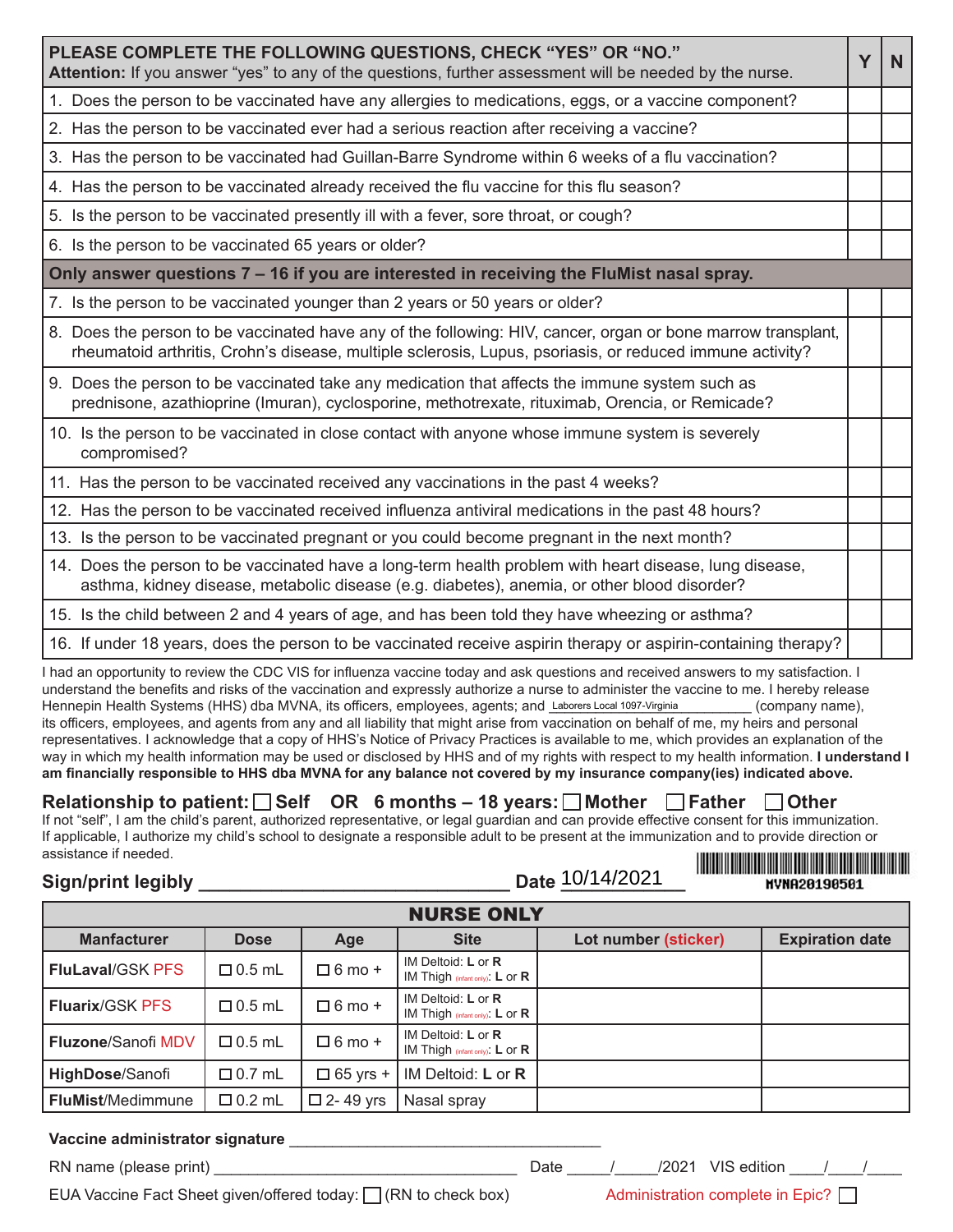| **PLEASE COMPLETE THE FOLLOWING QUESTIONS, CHECK "YES" OR "NO."** **Attention:** If you answer "yes" to any of the questions, further assessment will be needed by the nurse. | **Y** | **N** |
|---|---|---|
| 1. Does the person to be vaccinated have any allergies to medications, eggs, or a vaccine component? | | |
| 2. Has the person to be vaccinated ever had a serious reaction after receiving a vaccine? | | |
| 3. Has the person to be vaccinated had Guillan-Barre Syndrome within 6 weeks of a flu vaccination? | | |
| 4. Has the person to be vaccinated already received the flu vaccine for this flu season? | | |
| 5. Is the person to be vaccinated presently ill with a fever, sore throat, or cough? | | |
| 6. Is the person to be vaccinated 65 years or older? | | |
| **Only answer questions 7 – 16 if you are interested in receiving the FluMist nasal spray.** | | |
| 7. Is the person to be vaccinated younger than 2 years or 50 years or older? | | |
| 8. Does the person to be vaccinated have any of the following: HIV, cancer, organ or bone marrow transplant, rheumatoid arthritis, Crohn's disease, multiple sclerosis, Lupus, psoriasis, or reduced immune activity? | | |
| 9. Does the person to be vaccinated take any medication that affects the immune system such as prednisone, azathioprine (Imuran), cyclosporine, methotrexate, rituximab, Orencia, or Remicade? | | |
| 10. Is the person to be vaccinated in close contact with anyone whose immune system is severely compromised? | | |
| 11. Has the person to be vaccinated received any vaccinations in the past 4 weeks? | | |
| 12. Has the person to be vaccinated received influenza antiviral medications in the past 48 hours? | | |
| 13. Is the person to be vaccinated pregnant or you could become pregnant in the next month? | | |
| 14. Does the person to be vaccinated have a long-term health problem with heart disease, lung disease, asthma, kidney disease, metabolic disease (e.g. diabetes), anemia, or other blood disorder? | | |
| 15. Is the child between 2 and 4 years of age, and has been told they have wheezing or asthma? | | |
| 16. If under 18 years, does the person to be vaccinated receive aspirin therapy or aspirin-containing therapy? | | |

I had an opportunity to review the CDC VIS for influenza vaccine today and ask questions and received answers to my satisfaction. I understand the benefits and risks of the vaccination and expressly authorize a nurse to administer the vaccine to me. I hereby release Hennepin Health Systems (HHS) dba MVNA, its officers, employees, agents; and Laborers Local 1097-Virginia (company name), its officers, employees, and agents from any and all liability that might arise from vaccination on behalf of me, my heirs and personal representatives. I acknowledge that a copy of HHS's Notice of Privacy Practices is available to me, which provides an explanation of the way in which my health information may be used or disclosed by HHS and of my rights with respect to my health information. **I understand I am financially responsible to HHS dba MVNA for any balance not covered by my insurance company(ies) indicated above.**

**Relationship to patient:** ☐ **Self** **OR** **6 months – 18 years:** ☐ **Mother** ☐ **Father** ☐ **Other**

If not "self", I am the child's parent, authorized representative, or legal guardian and can provide effective consent for this immunization. If applicable, I authorize my child's school to designate a responsible adult to be present at the immunization and to provide direction or assistance if needed.

**Sign/print legibly** ______________________________ **Date** 10/14/2021

MVNA20190501

| **NURSE ONLY** | | | | | |
|---|---|---|---|---|---|
| **Manfacturer** | **Dose** | **Age** | **Site** | **Lot number (sticker)** | **Expiration date** |
| **FluLaval**/GSK PFS | ☐ 0.5 mL | ☐ 6 mo + | IM Deltoid: **L** or **R** IM Thigh (infant only): **L** or **R** | | |
| **Fluarix**/GSK PFS | ☐ 0.5 mL | ☐ 6 mo + | IM Deltoid: **L** or **R** IM Thigh (infant only): **L** or **R** | | |
| **Fluzone**/Sanofi MDV | ☐ 0.5 mL | ☐ 6 mo + | IM Deltoid: **L** or **R** IM Thigh (infant only): **L** or **R** | | |
| **HighDose**/Sanofi | ☐ 0.7 mL | ☐ 65 yrs + | IM Deltoid: **L** or **R** | | |
| **FluMist**/Medimmune | ☐ 0.2 mL | ☐ 2- 49 yrs | Nasal spray | | |

**Vaccine administrator signature** ____________________________________

RN name (please print) ____________________________________ Date _____/_____/2021 VIS edition ____/____/____

EUA Vaccine Fact Sheet given/offered today: ☐ (RN to check box) Administration complete in Epic? ☐